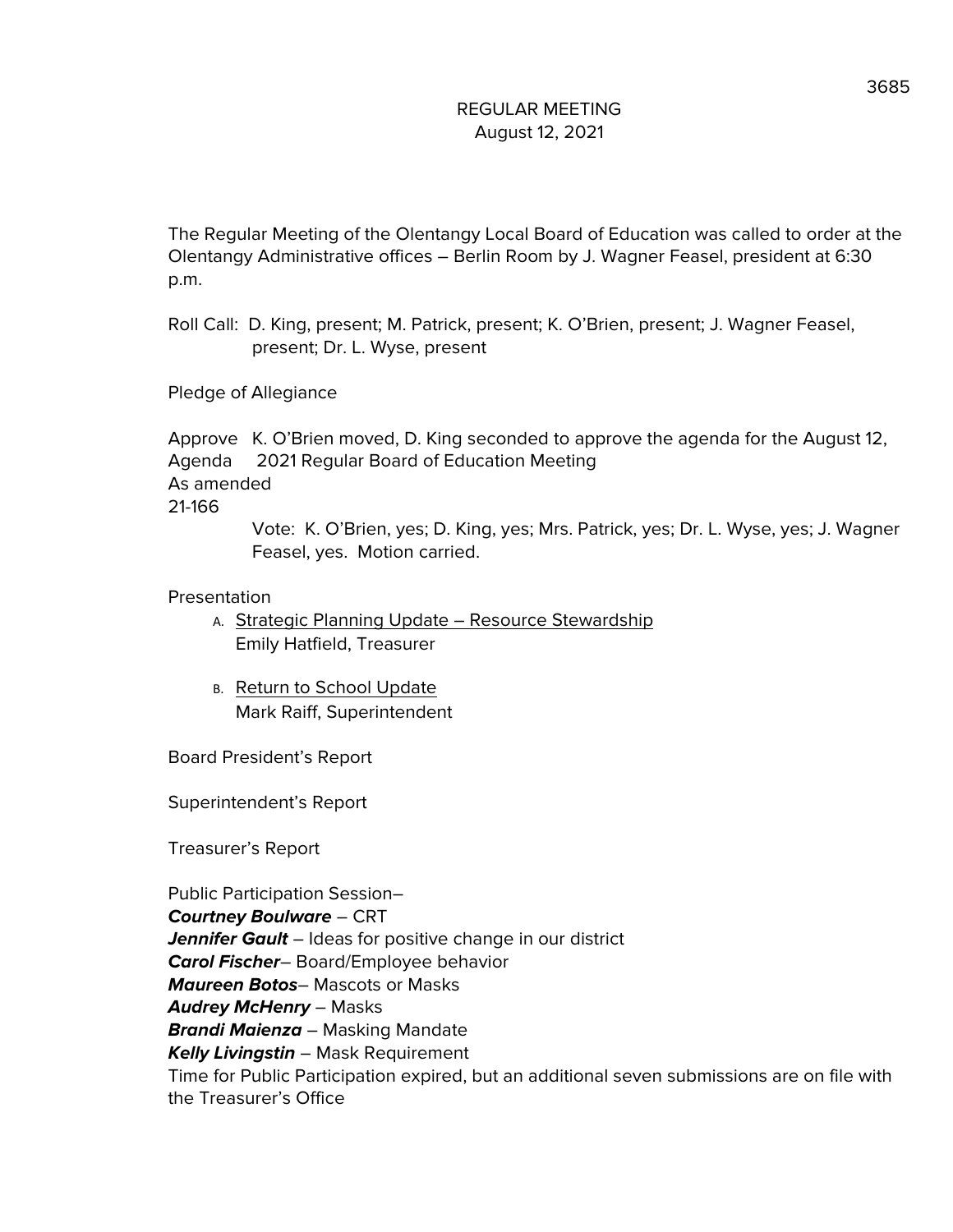# REGULAR MEETING
## August 12, 2021

The Regular Meeting of the Olentangy Local Board of Education was called to order at the Olentangy Administrative offices – Berlin Room by J. Wagner Feasel, president at 6:30 p.m.

Roll Call: D. King, present; M. Patrick, present; K. O'Brien, present; J. Wagner Feasel, present; Dr. L. Wyse, present

Pledge of Allegiance

Approve Agenda As amended 21-166

K. O'Brien moved, D. King seconded to approve the agenda for the August 12, 2021 Regular Board of Education Meeting

Vote: K. O'Brien, yes; D. King, yes; Mrs. Patrick, yes; Dr. L. Wyse, yes; J. Wagner Feasel, yes. Motion carried.

Presentation

A. Strategic Planning Update – Resource Stewardship
   Emily Hatfield, Treasurer

B. Return to School Update
   Mark Raiff, Superintendent

Board President's Report

Superintendent's Report

Treasurer's Report

Public Participation Session–

***Courtney Boulware*** – CRT
***Jennifer Gault*** – Ideas for positive change in our district
***Carol Fischer***– Board/Employee behavior
***Maureen Botos***– Mascots or Masks
***Audrey McHenry*** – Masks
***Brandi Maienza*** – Masking Mandate
***Kelly Livingstin*** – Mask Requirement

Time for Public Participation expired, but an additional seven submissions are on file with the Treasurer's Office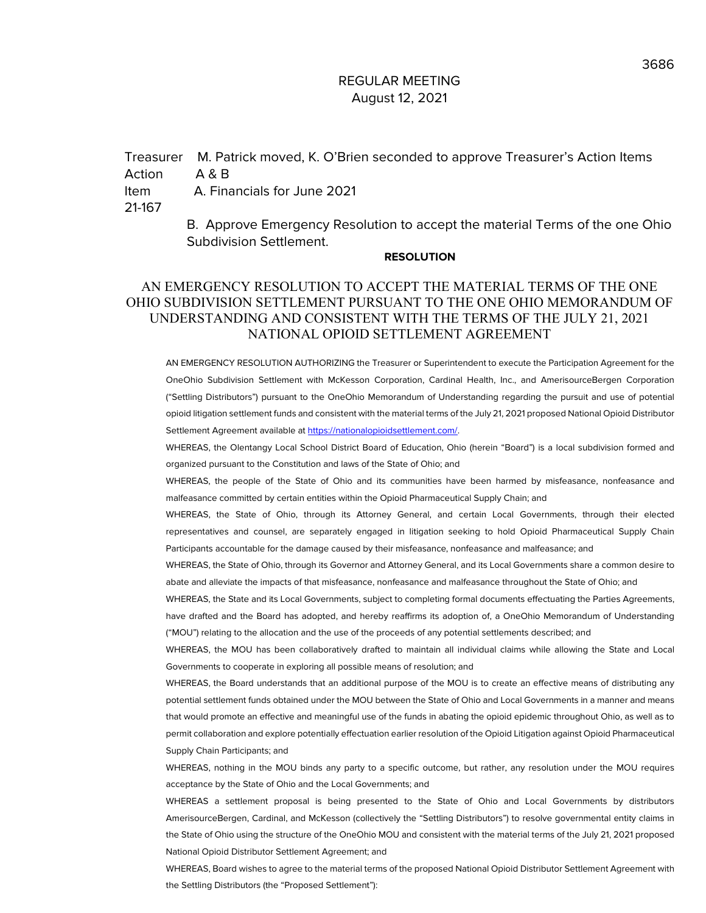REGULAR MEETING
August 12, 2021

Treasurer Action Item 21-167

M. Patrick moved, K. O'Brien seconded to approve Treasurer's Action Items A & B

A. Financials for June 2021

B. Approve Emergency Resolution to accept the material Terms of the one Ohio Subdivision Settlement.

**RESOLUTION**

## AN EMERGENCY RESOLUTION TO ACCEPT THE MATERIAL TERMS OF THE ONE OHIO SUBDIVISION SETTLEMENT PURSUANT TO THE ONE OHIO MEMORANDUM OF UNDERSTANDING AND CONSISTENT WITH THE TERMS OF THE JULY 21, 2021 NATIONAL OPIOID SETTLEMENT AGREEMENT

AN EMERGENCY RESOLUTION AUTHORIZING the Treasurer or Superintendent to execute the Participation Agreement for the OneOhio Subdivision Settlement with McKesson Corporation, Cardinal Health, Inc., and AmerisourceBergen Corporation ("Settling Distributors") pursuant to the OneOhio Memorandum of Understanding regarding the pursuit and use of potential opioid litigation settlement funds and consistent with the material terms of the July 21, 2021 proposed National Opioid Distributor Settlement Agreement available at https://nationalopioidsettlement.com/.

WHEREAS, the Olentangy Local School District Board of Education, Ohio (herein "Board") is a local subdivision formed and organized pursuant to the Constitution and laws of the State of Ohio; and

WHEREAS, the people of the State of Ohio and its communities have been harmed by misfeasance, nonfeasance and malfeasance committed by certain entities within the Opioid Pharmaceutical Supply Chain; and

WHEREAS, the State of Ohio, through its Attorney General, and certain Local Governments, through their elected representatives and counsel, are separately engaged in litigation seeking to hold Opioid Pharmaceutical Supply Chain Participants accountable for the damage caused by their misfeasance, nonfeasance and malfeasance; and

WHEREAS, the State of Ohio, through its Governor and Attorney General, and its Local Governments share a common desire to abate and alleviate the impacts of that misfeasance, nonfeasance and malfeasance throughout the State of Ohio; and

WHEREAS, the State and its Local Governments, subject to completing formal documents effectuating the Parties Agreements, have drafted and the Board has adopted, and hereby reaffirms its adoption of, a OneOhio Memorandum of Understanding ("MOU") relating to the allocation and the use of the proceeds of any potential settlements described; and

WHEREAS, the MOU has been collaboratively drafted to maintain all individual claims while allowing the State and Local Governments to cooperate in exploring all possible means of resolution; and

WHEREAS, the Board understands that an additional purpose of the MOU is to create an effective means of distributing any potential settlement funds obtained under the MOU between the State of Ohio and Local Governments in a manner and means that would promote an effective and meaningful use of the funds in abating the opioid epidemic throughout Ohio, as well as to permit collaboration and explore potentially effectuation earlier resolution of the Opioid Litigation against Opioid Pharmaceutical Supply Chain Participants; and

WHEREAS, nothing in the MOU binds any party to a specific outcome, but rather, any resolution under the MOU requires acceptance by the State of Ohio and the Local Governments; and

WHEREAS a settlement proposal is being presented to the State of Ohio and Local Governments by distributors AmerisourceBergen, Cardinal, and McKesson (collectively the "Settling Distributors") to resolve governmental entity claims in the State of Ohio using the structure of the OneOhio MOU and consistent with the material terms of the July 21, 2021 proposed National Opioid Distributor Settlement Agreement; and

WHEREAS, Board wishes to agree to the material terms of the proposed National Opioid Distributor Settlement Agreement with the Settling Distributors (the "Proposed Settlement"):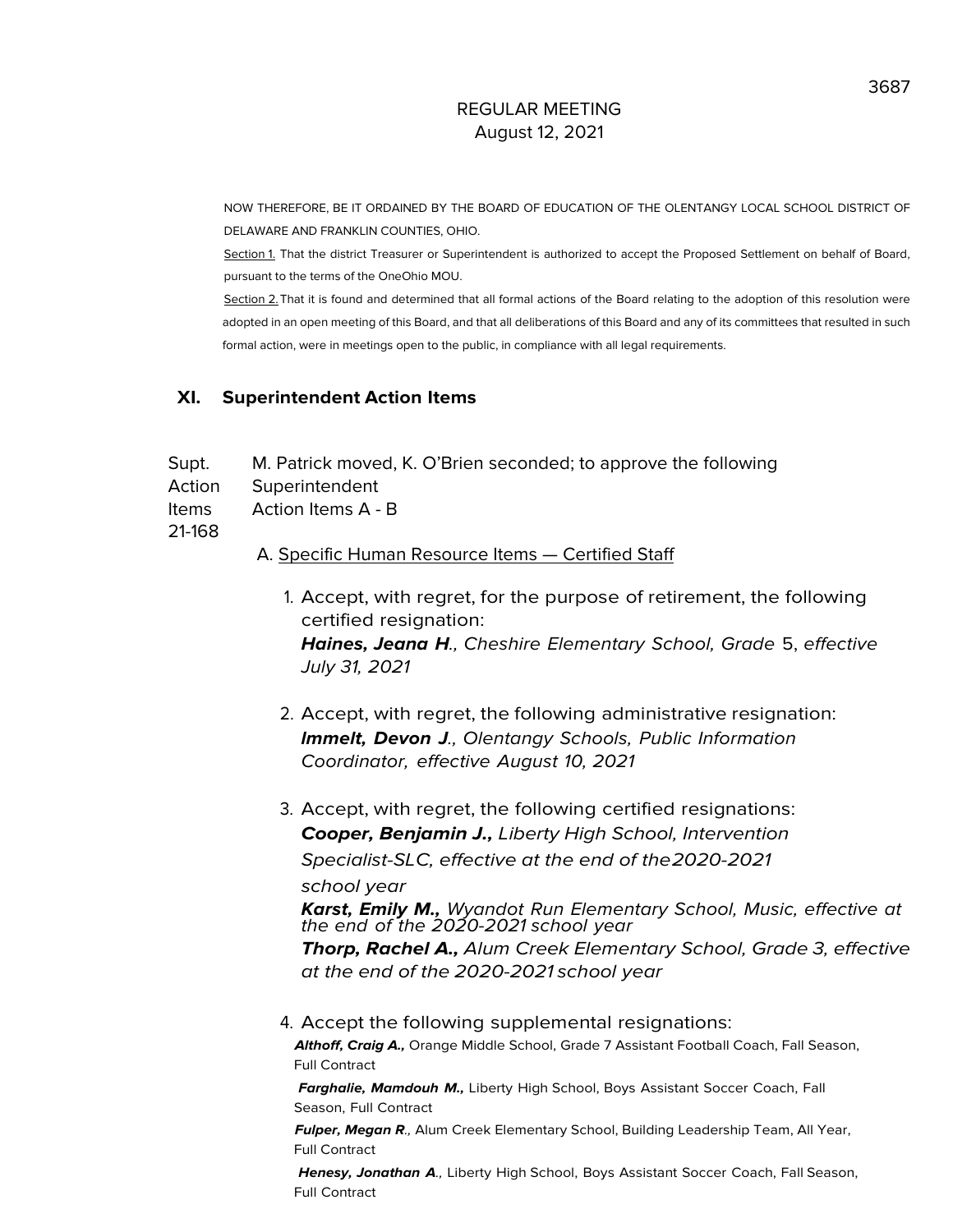REGULAR MEETING
August 12, 2021

NOW THEREFORE, BE IT ORDAINED BY THE BOARD OF EDUCATION OF THE OLENTANGY LOCAL SCHOOL DISTRICT OF DELAWARE AND FRANKLIN COUNTIES, OHIO.

Section 1. That the district Treasurer or Superintendent is authorized to accept the Proposed Settlement on behalf of Board, pursuant to the terms of the OneOhio MOU.

Section 2. That it is found and determined that all formal actions of the Board relating to the adoption of this resolution were adopted in an open meeting of this Board, and that all deliberations of this Board and any of its committees that resulted in such formal action, were in meetings open to the public, in compliance with all legal requirements.

## XI. Superintendent Action Items

Supt. Action Items 21-168

M. Patrick moved, K. O'Brien seconded; to approve the following Superintendent Action Items A - B

A. Specific Human Resource Items — Certified Staff

1. Accept, with regret, for the purpose of retirement, the following certified resignation:
   ***Haines, Jeana H**., Cheshire Elementary School, Grade* 5, *effective July 31, 2021*

2. Accept, with regret, the following administrative resignation:
   ***Immelt, Devon J**., Olentangy Schools, Public Information Coordinator, effective August 10, 2021*

3. Accept, with regret, the following certified resignations:
   ***Cooper, Benjamin J.,** Liberty High School, Intervention Specialist-SLC, effective at the end of the 2020-2021 school year*
   ***Karst, Emily M.,** Wyandot Run Elementary School, Music, effective at the end of the 2020-2021 school year*
   ***Thorp, Rachel A.,** Alum Creek Elementary School, Grade 3, effective at the end of the 2020-2021 school year*

4. Accept the following supplemental resignations:
   ***Althoff, Craig A.,*** Orange Middle School, Grade 7 Assistant Football Coach, Fall Season, Full Contract
   ***Farghalie, Mamdouh M.,*** Liberty High School, Boys Assistant Soccer Coach, Fall Season, Full Contract
   ***Fulper, Megan R**.,* Alum Creek Elementary School, Building Leadership Team, All Year, Full Contract
   ***Henesy, Jonathan A**.,* Liberty High School, Boys Assistant Soccer Coach, Fall Season, Full Contract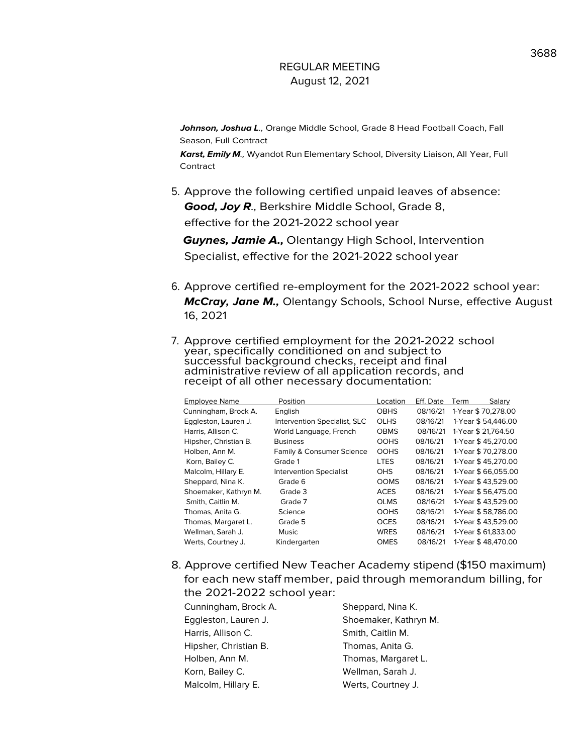REGULAR MEETING
August 12, 2021

***Johnson, Joshua L***., Orange Middle School, Grade 8 Head Football Coach, Fall Season, Full Contract

***Karst, Emily M***., Wyandot Run Elementary School, Diversity Liaison, All Year, Full Contract

5. Approve the following certified unpaid leaves of absence:
   ***Good, Joy R***., Berkshire Middle School, Grade 8, effective for the 2021-2022 school year

   ***Guynes, Jamie A.,*** Olentangy High School, Intervention Specialist, effective for the 2021-2022 school year

6. Approve certified re-employment for the 2021-2022 school year:
   ***McCray, Jane M.,*** Olentangy Schools, School Nurse, effective August 16, 2021

7. Approve certified employment for the 2021-2022 school year, specifically conditioned on and subject to successful background checks, receipt and final administrative review of all application records, and receipt of all other necessary documentation:

| Employee Name | Position | Location | Eff. Date | Term | Salary |
|---|---|---|---|---|---|
| Cunningham, Brock A. | English | OBHS | 08/16/21 | 1-Year | $ 70,278.00 |
| Eggleston, Lauren J. | Intervention Specialist, SLC | OLHS | 08/16/21 | 1-Year | $ 54,446.00 |
| Harris, Allison C. | World Language, French | OBMS | 08/16/21 | 1-Year | $ 21,764.50 |
| Hipsher, Christian B. | Business | OOHS | 08/16/21 | 1-Year | $ 45,270.00 |
| Holben, Ann M. | Family & Consumer Science | OOHS | 08/16/21 | 1-Year | $ 70,278.00 |
| Korn, Bailey C. | Grade 1 | LTES | 08/16/21 | 1-Year | $ 45,270.00 |
| Malcolm, Hillary E. | Intervention Specialist | OHS | 08/16/21 | 1-Year | $ 66,055.00 |
| Sheppard, Nina K. | Grade 6 | OOMS | 08/16/21 | 1-Year | $ 43,529.00 |
| Shoemaker, Kathryn M. | Grade 3 | ACES | 08/16/21 | 1-Year | $ 56,475.00 |
| Smith, Caitlin M. | Grade 7 | OLMS | 08/16/21 | 1-Year | $ 43,529.00 |
| Thomas, Anita G. | Science | OOHS | 08/16/21 | 1-Year | $ 58,786.00 |
| Thomas, Margaret L. | Grade 5 | OCES | 08/16/21 | 1-Year | $ 43,529.00 |
| Wellman, Sarah J. | Music | WRES | 08/16/21 | 1-Year | $ 61,833.00 |
| Werts, Courtney J. | Kindergarten | OMES | 08/16/21 | 1-Year | $ 48,470.00 |

8. Approve certified New Teacher Academy stipend ($150 maximum) for each new staff member, paid through memorandum billing, for the 2021-2022 school year:

   Cunningham, Brock A.
   Eggleston, Lauren J.
   Harris, Allison C.
   Hipsher, Christian B.
   Holben, Ann M.
   Korn, Bailey C.
   Malcolm, Hillary E.
   Sheppard, Nina K.
   Shoemaker, Kathryn M.
   Smith, Caitlin M.
   Thomas, Anita G.
   Thomas, Margaret L.
   Wellman, Sarah J.
   Werts, Courtney J.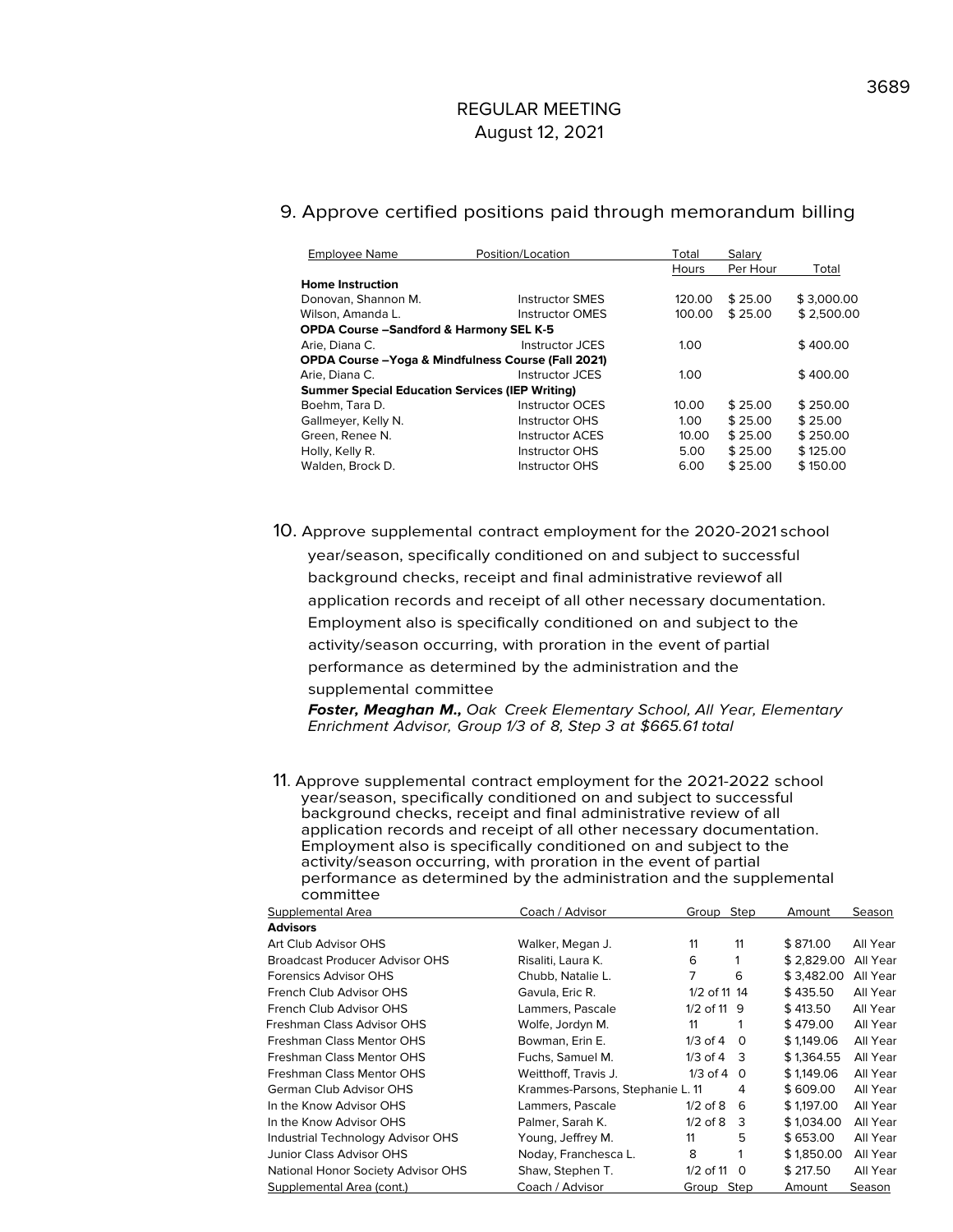REGULAR MEETING
August 12, 2021

9. Approve certified positions paid through memorandum billing

| Employee Name | Position/Location | Total Hours | Salary Per Hour | Total |
|---|---|---|---|---|
| **Home Instruction** | | | | |
| Donovan, Shannon M. | Instructor SMES | 120.00 | $ 25.00 | $ 3,000.00 |
| Wilson, Amanda L. | Instructor OMES | 100.00 | $ 25.00 | $ 2,500.00 |
| **OPDA Course –Sandford & Harmony SEL K-5** | | | | |
| Arie, Diana C. | Instructor JCES | 1.00 | | $ 400.00 |
| **OPDA Course –Yoga & Mindfulness Course (Fall 2021)** | | | | |
| Arie, Diana C. | Instructor JCES | 1.00 | | $ 400.00 |
| **Summer Special Education Services (IEP Writing)** | | | | |
| Boehm, Tara D. | Instructor OCES | 10.00 | $ 25.00 | $ 250.00 |
| Gallmeyer, Kelly N. | Instructor OHS | 1.00 | $ 25.00 | $ 25.00 |
| Green, Renee N. | Instructor ACES | 10.00 | $ 25.00 | $ 250.00 |
| Holly, Kelly R. | Instructor OHS | 5.00 | $ 25.00 | $ 125.00 |
| Walden, Brock D. | Instructor OHS | 6.00 | $ 25.00 | $ 150.00 |

10. Approve supplemental contract employment for the 2020-2021 school year/season, specifically conditioned on and subject to successful background checks, receipt and final administrative reviewof all application records and receipt of all other necessary documentation. Employment also is specifically conditioned on and subject to the activity/season occurring, with proration in the event of partial performance as determined by the administration and the supplemental committee

***Foster, Meaghan M.,*** *Oak Creek Elementary School, All Year, Elementary Enrichment Advisor, Group 1/3 of 8, Step 3 at $665.61 total*

11. Approve supplemental contract employment for the 2021-2022 school year/season, specifically conditioned on and subject to successful background checks, receipt and final administrative review of all application records and receipt of all other necessary documentation. Employment also is specifically conditioned on and subject to the activity/season occurring, with proration in the event of partial performance as determined by the administration and the supplemental committee

| Supplemental Area | Coach / Advisor | Group | Step | Amount | Season |
|---|---|---|---|---|---|
| **Advisors** | | | | | |
| Art Club Advisor OHS | Walker, Megan J. | 11 | 11 | $ 871.00 | All Year |
| Broadcast Producer Advisor OHS | Risaliti, Laura K. | 6 | 1 | $ 2,829.00 | All Year |
| Forensics Advisor OHS | Chubb, Natalie L. | 7 | 6 | $ 3,482.00 | All Year |
| French Club Advisor OHS | Gavula, Eric R. | 1/2 of 11 | 14 | $ 435.50 | All Year |
| French Club Advisor OHS | Lammers, Pascale | 1/2 of 11 | 9 | $ 413.50 | All Year |
| Freshman Class Advisor OHS | Wolfe, Jordyn M. | 11 | 1 | $ 479.00 | All Year |
| Freshman Class Mentor OHS | Bowman, Erin E. | 1/3 of 4 | 0 | $ 1,149.06 | All Year |
| Freshman Class Mentor OHS | Fuchs, Samuel M. | 1/3 of 4 | 3 | $ 1,364.55 | All Year |
| Freshman Class Mentor OHS | Weitthoff, Travis J. | 1/3 of 4 | 0 | $ 1,149.06 | All Year |
| German Club Advisor OHS | Krammes-Parsons, Stephanie L. | 11 | 4 | $ 609.00 | All Year |
| In the Know Advisor OHS | Lammers, Pascale | 1/2 of 8 | 6 | $ 1,197.00 | All Year |
| In the Know Advisor OHS | Palmer, Sarah K. | 1/2 of 8 | 3 | $ 1,034.00 | All Year |
| Industrial Technology Advisor OHS | Young, Jeffrey M. | 11 | 5 | $ 653.00 | All Year |
| Junior Class Advisor OHS | Noday, Franchesca L. | 8 | 1 | $ 1,850.00 | All Year |
| National Honor Society Advisor OHS | Shaw, Stephen T. | 1/2 of 11 | 0 | $ 217.50 | All Year |
| Supplemental Area (cont.) | Coach / Advisor | Group | Step | Amount | Season |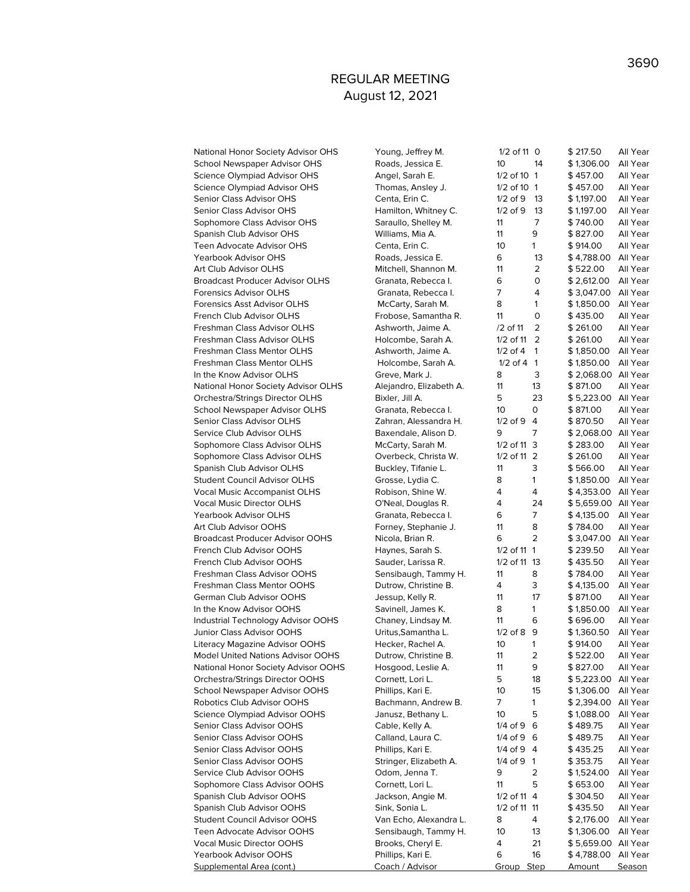REGULAR MEETING
August 12, 2021

| Supplemental Area (cont.) | Coach / Advisor | Group | Step | Amount | Season |
|---|---|---|---|---|---|
| National Honor Society Advisor OHS | Young, Jeffrey M. | 1/2 of 11 | 0 | $ 217.50 | All Year |
| School Newspaper Advisor OHS | Roads, Jessica E. | 10 | 14 | $ 1,306.00 | All Year |
| Science Olympiad Advisor OHS | Angel, Sarah E. | 1/2 of 10 | 1 | $ 457.00 | All Year |
| Science Olympiad Advisor OHS | Thomas, Ansley J. | 1/2 of 10 | 1 | $ 457.00 | All Year |
| Senior Class Advisor OHS | Centa, Erin C. | 1/2 of 9 | 13 | $ 1,197.00 | All Year |
| Senior Class Advisor OHS | Hamilton, Whitney C. | 1/2 of 9 | 13 | $ 1,197.00 | All Year |
| Sophomore Class Advisor OHS | Saraullo, Shelley M. | 11 | 7 | $ 740.00 | All Year |
| Spanish Club Advisor OHS | Williams, Mia A. | 11 | 9 | $ 827.00 | All Year |
| Teen Advocate Advisor OHS | Centa, Erin C. | 10 | 1 | $ 914.00 | All Year |
| Yearbook Advisor OHS | Roads, Jessica E. | 6 | 13 | $ 4,788.00 | All Year |
| Art Club Advisor OLHS | Mitchell, Shannon M. | 11 | 2 | $ 522.00 | All Year |
| Broadcast Producer Advisor OLHS | Granata, Rebecca I. | 6 | 0 | $ 2,612.00 | All Year |
| Forensics Advisor OLHS | Granata, Rebecca I. | 7 | 4 | $ 3,047.00 | All Year |
| Forensics Asst Advisor OLHS | McCarty, Sarah M. | 8 | 1 | $ 1,850.00 | All Year |
| French Club Advisor OLHS | Frobose, Samantha R. | 11 | 0 | $ 435.00 | All Year |
| Freshman Class Advisor OLHS | Ashworth, Jaime A. | /2 of 11 | 2 | $ 261.00 | All Year |
| Freshman Class Advisor OLHS | Holcombe, Sarah A. | 1/2 of 11 | 2 | $ 261.00 | All Year |
| Freshman Class Mentor OLHS | Ashworth, Jaime A. | 1/2 of 4 | 1 | $ 1,850.00 | All Year |
| Freshman Class Mentor OLHS | Holcombe, Sarah A. | 1/2 of 4 | 1 | $ 1,850.00 | All Year |
| In the Know Advisor OLHS | Greve, Mark J. | 8 | 3 | $ 2,068.00 | All Year |
| National Honor Society Advisor OLHS | Alejandro, Elizabeth A. | 11 | 13 | $ 871.00 | All Year |
| Orchestra/Strings Director OLHS | Bixler, Jill A. | 5 | 23 | $ 5,223.00 | All Year |
| School Newspaper Advisor OLHS | Granata, Rebecca I. | 10 | 0 | $ 871.00 | All Year |
| Senior Class Advisor OLHS | Zahran, Alessandra H. | 1/2 of 9 | 4 | $ 870.50 | All Year |
| Service Club Advisor OLHS | Baxendale, Alison D. | 9 | 7 | $ 2,068.00 | All Year |
| Sophomore Class Advisor OLHS | McCarty, Sarah M. | 1/2 of 11 | 3 | $ 283.00 | All Year |
| Sophomore Class Advisor OLHS | Overbeck, Christa W. | 1/2 of 11 | 2 | $ 261.00 | All Year |
| Spanish Club Advisor OLHS | Buckley, Tifanie L. | 11 | 3 | $ 566.00 | All Year |
| Student Council Advisor OLHS | Grosse, Lydia C. | 8 | 1 | $ 1,850.00 | All Year |
| Vocal Music Accompanist OLHS | Robison, Shine W. | 4 | 4 | $ 4,353.00 | All Year |
| Vocal Music Director OLHS | O'Neal, Douglas R. | 4 | 24 | $ 5,659.00 | All Year |
| Yearbook Advisor OLHS | Granata, Rebecca I. | 6 | 7 | $ 4,135.00 | All Year |
| Art Club Advisor OOHS | Forney, Stephanie J. | 11 | 8 | $ 784.00 | All Year |
| Broadcast Producer Advisor OOHS | Nicola, Brian R. | 6 | 2 | $ 3,047.00 | All Year |
| French Club Advisor OOHS | Haynes, Sarah S. | 1/2 of 11 | 1 | $ 239.50 | All Year |
| French Club Advisor OOHS | Sauder, Larissa R. | 1/2 of 11 | 13 | $ 435.50 | All Year |
| Freshman Class Advisor OOHS | Sensibaugh, Tammy H. | 11 | 8 | $ 784.00 | All Year |
| Freshman Class Mentor OOHS | Dutrow, Christine B. | 4 | 3 | $ 4,135.00 | All Year |
| German Club Advisor OOHS | Jessup, Kelly R. | 11 | 17 | $ 871.00 | All Year |
| In the Know Advisor OOHS | Savinell, James K. | 8 | 1 | $ 1,850.00 | All Year |
| Industrial Technology Advisor OOHS | Chaney, Lindsay M. | 11 | 6 | $ 696.00 | All Year |
| Junior Class Advisor OOHS | Uritus,Samantha L. | 1/2 of 8 | 9 | $ 1,360.50 | All Year |
| Literacy Magazine Advisor OOHS | Hecker, Rachel A. | 10 | 1 | $ 914.00 | All Year |
| Model United Nations Advisor OOHS | Dutrow, Christine B. | 11 | 2 | $ 522.00 | All Year |
| National Honor Society Advisor OOHS | Hosgood, Leslie A. | 11 | 9 | $ 827.00 | All Year |
| Orchestra/Strings Director OOHS | Cornett, Lori L. | 5 | 18 | $ 5,223.00 | All Year |
| School Newspaper Advisor OOHS | Phillips, Kari E. | 10 | 15 | $ 1,306.00 | All Year |
| Robotics Club Advisor OOHS | Bachmann, Andrew B. | 7 | 1 | $ 2,394.00 | All Year |
| Science Olympiad Advisor OOHS | Janusz, Bethany L. | 10 | 5 | $ 1,088.00 | All Year |
| Senior Class Advisor OOHS | Cable, Kelly A. | 1/4 of 9 | 6 | $ 489.75 | All Year |
| Senior Class Advisor OOHS | Calland, Laura C. | 1/4 of 9 | 6 | $ 489.75 | All Year |
| Senior Class Advisor OOHS | Phillips, Kari E. | 1/4 of 9 | 4 | $ 435.25 | All Year |
| Senior Class Advisor OOHS | Stringer, Elizabeth A. | 1/4 of 9 | 1 | $ 353.75 | All Year |
| Service Club Advisor OOHS | Odom, Jenna T. | 9 | 2 | $ 1,524.00 | All Year |
| Sophomore Class Advisor OOHS | Cornett, Lori L. | 11 | 5 | $ 653.00 | All Year |
| Spanish Club Advisor OOHS | Jackson, Angie M. | 1/2 of 11 | 4 | $ 304.50 | All Year |
| Spanish Club Advisor OOHS | Sink, Sonia L. | 1/2 of 11 | 11 | $ 435.50 | All Year |
| Student Council Advisor OOHS | Van Echo, Alexandra L. | 8 | 4 | $ 2,176.00 | All Year |
| Teen Advocate Advisor OOHS | Sensibaugh, Tammy H. | 10 | 13 | $ 1,306.00 | All Year |
| Vocal Music Director OOHS | Brooks, Cheryl E. | 4 | 21 | $ 5,659.00 | All Year |
| Yearbook Advisor OOHS | Phillips, Kari E. | 6 | 16 | $ 4,788.00 | All Year |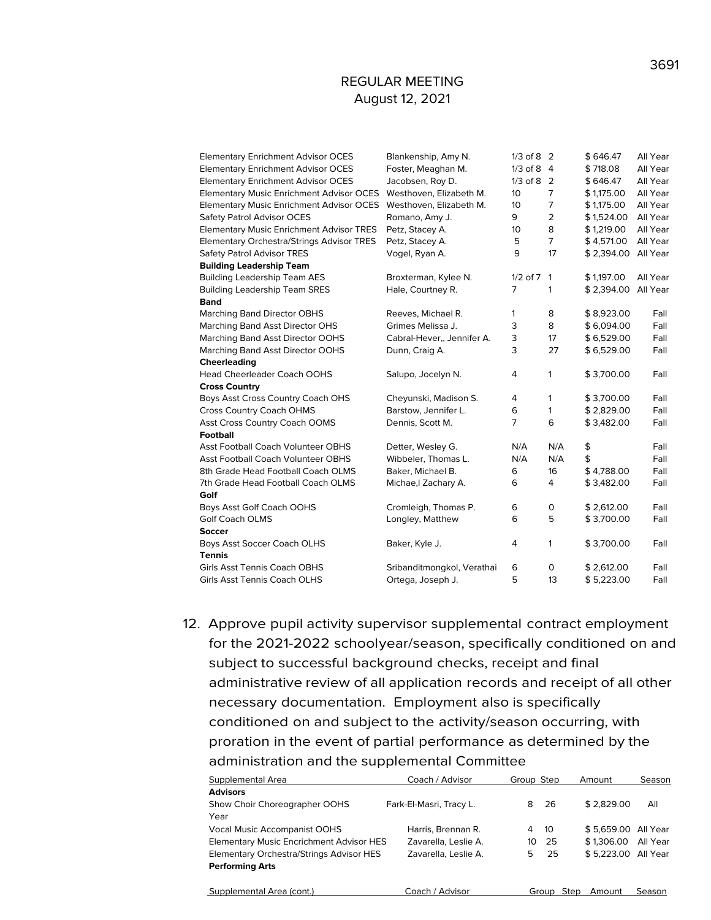REGULAR MEETING
August 12, 2021

| | | | | | |
|---|---|---|---|---|---|
| Elementary Enrichment Advisor OCES | Blankenship, Amy N. | 1/3 of 8 | 2 | $ 646.47 | All Year |
| Elementary Enrichment Advisor OCES | Foster, Meaghan M. | 1/3 of 8 | 4 | $ 718.08 | All Year |
| Elementary Enrichment Advisor OCES | Jacobsen, Roy D. | 1/3 of 8 | 2 | $ 646.47 | All Year |
| Elementary Music Enrichment Advisor OCES | Westhoven, Elizabeth M. | 10 | 7 | $ 1,175.00 | All Year |
| Elementary Music Enrichment Advisor OCES | Westhoven, Elizabeth M. | 10 | 7 | $ 1,175.00 | All Year |
| Safety Patrol Advisor OCES | Romano, Amy J. | 9 | 2 | $ 1,524.00 | All Year |
| Elementary Music Enrichment Advisor TRES | Petz, Stacey A. | 10 | 8 | $ 1,219.00 | All Year |
| Elementary Orchestra/Strings Advisor TRES | Petz, Stacey A. | 5 | 7 | $ 4,571.00 | All Year |
| Safety Patrol Advisor TRES | Vogel, Ryan A. | 9 | 17 | $ 2,394.00 | All Year |
| **Building Leadership Team** | | | | | |
| Building Leadership Team AES | Broxterman, Kylee N. | 1/2 of 7 | 1 | $ 1,197.00 | All Year |
| Building Leadership Team SRES | Hale, Courtney R. | 7 | 1 | $ 2,394.00 | All Year |
| **Band** | | | | | |
| Marching Band Director OBHS | Reeves, Michael R. | 1 | 8 | $ 8,923.00 | Fall |
| Marching Band Asst Director OHS | Grimes Melissa J. | 3 | 8 | $ 6,094.00 | Fall |
| Marching Band Asst Director OOHS | Cabral-Hever,, Jennifer A. | 3 | 17 | $ 6,529.00 | Fall |
| Marching Band Asst Director OOHS | Dunn, Craig A. | 3 | 27 | $ 6,529.00 | Fall |
| **Cheerleading** | | | | | |
| Head Cheerleader Coach OOHS | Salupo, Jocelyn N. | 4 | 1 | $ 3,700.00 | Fall |
| **Cross Country** | | | | | |
| Boys Asst Cross Country Coach OHS | Cheyunski, Madison S. | 4 | 1 | $ 3,700.00 | Fall |
| Cross Country Coach OHMS | Barstow, Jennifer L. | 6 | 1 | $ 2,829.00 | Fall |
| Asst Cross Country Coach OOMS | Dennis, Scott M. | 7 | 6 | $ 3,482.00 | Fall |
| **Football** | | | | | |
| Asst Football Coach Volunteer OBHS | Detter, Wesley G. | N/A | N/A | $ | Fall |
| Asst Football Coach Volunteer OBHS | Wibbeler, Thomas L. | N/A | N/A | $ | Fall |
| 8th Grade Head Football Coach OLMS | Baker, Michael B. | 6 | 16 | $ 4,788.00 | Fall |
| 7th Grade Head Football Coach OLMS | Michae,l Zachary A. | 6 | 4 | $ 3,482.00 | Fall |
| **Golf** | | | | | |
| Boys Asst Golf Coach OOHS | Cromleigh, Thomas P. | 6 | 0 | $ 2,612.00 | Fall |
| Golf Coach OLMS | Longley, Matthew | 6 | 5 | $ 3,700.00 | Fall |
| **Soccer** | | | | | |
| Boys Asst Soccer Coach OLHS | Baker, Kyle J. | 4 | 1 | $ 3,700.00 | Fall |
| **Tennis** | | | | | |
| Girls Asst Tennis Coach OBHS | Sribanditmongkol, Verathai | 6 | 0 | $ 2,612.00 | Fall |
| Girls Asst Tennis Coach OLHS | Ortega, Joseph J. | 5 | 13 | $ 5,223.00 | Fall |

12. Approve pupil activity supervisor supplemental contract employment for the 2021-2022 schoolyear/season, specifically conditioned on and subject to successful background checks, receipt and final administrative review of all application records and receipt of all other necessary documentation. Employment also is specifically conditioned on and subject to the activity/season occurring, with proration in the event of partial performance as determined by the administration and the supplemental Committee

| Supplemental Area | Coach / Advisor | Group | Step | Amount | Season |
|---|---|---|---|---|---|
| **Advisors** | | | | | |
| Show Choir Choreographer OOHS | Fark-El-Masri, Tracy L. | 8 | 26 | $ 2,829.00 | All Year |
| Vocal Music Accompanist OOHS | Harris, Brennan R. | 4 | 10 | $ 5,659.00 | All Year |
| Elementary Music Encrichment Advisor HES | Zavarella, Leslie A. | 10 | 25 | $ 1,306.00 | All Year |
| Elementary Orchestra/Strings Advisor HES | Zavarella, Leslie A. | 5 | 25 | $ 5,223.00 | All Year |
| **Performing Arts** | | | | | |

| Supplemental Area (cont.) | Coach / Advisor | Group | Step | Amount | Season |
|---|---|---|---|---|---|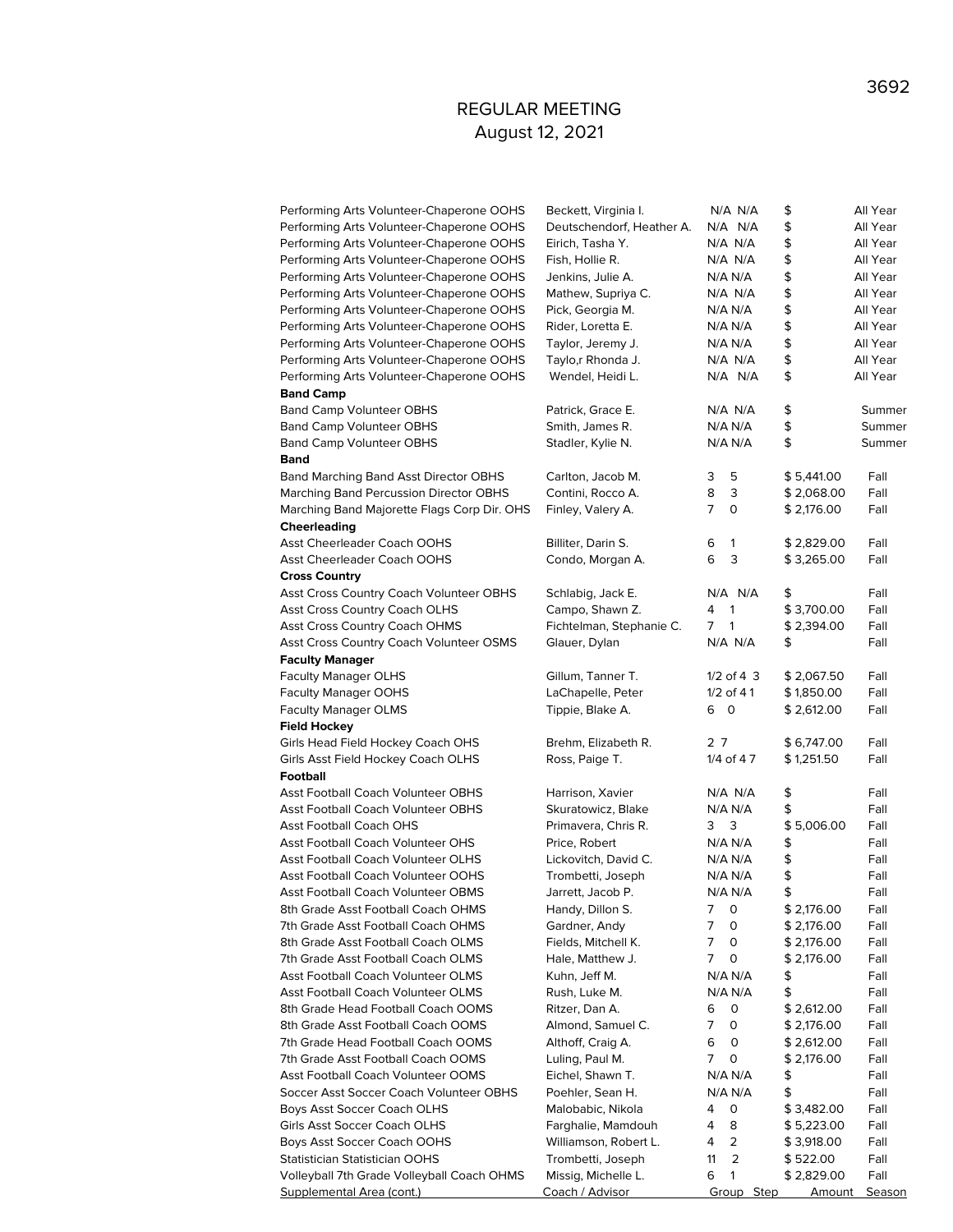# REGULAR MEETING
August 12, 2021

| Supplemental Area (cont.) | Coach / Advisor | Group | Step | Amount | Season |
|---|---|---|---|---|---|
| Performing Arts Volunteer-Chaperone OOHS | Beckett, Virginia I. | N/A | N/A | $ | All Year |
| Performing Arts Volunteer-Chaperone OOHS | Deutschendorf, Heather A. | N/A | N/A | $ | All Year |
| Performing Arts Volunteer-Chaperone OOHS | Eirich, Tasha Y. | N/A | N/A | $ | All Year |
| Performing Arts Volunteer-Chaperone OOHS | Fish, Hollie R. | N/A | N/A | $ | All Year |
| Performing Arts Volunteer-Chaperone OOHS | Jenkins, Julie A. | N/A | N/A | $ | All Year |
| Performing Arts Volunteer-Chaperone OOHS | Mathew, Supriya C. | N/A | N/A | $ | All Year |
| Performing Arts Volunteer-Chaperone OOHS | Pick, Georgia M. | N/A | N/A | $ | All Year |
| Performing Arts Volunteer-Chaperone OOHS | Rider, Loretta E. | N/A | N/A | $ | All Year |
| Performing Arts Volunteer-Chaperone OOHS | Taylor, Jeremy J. | N/A | N/A | $ | All Year |
| Performing Arts Volunteer-Chaperone OOHS | Taylo,r Rhonda J. | N/A | N/A | $ | All Year |
| Performing Arts Volunteer-Chaperone OOHS | Wendel, Heidi L. | N/A | N/A | $ | All Year |
| **Band Camp** | | | | | |
| Band Camp Volunteer OBHS | Patrick, Grace E. | N/A | N/A | $ | Summer |
| Band Camp Volunteer OBHS | Smith, James R. | N/A | N/A | $ | Summer |
| Band Camp Volunteer OBHS | Stadler, Kylie N. | N/A | N/A | $ | Summer |
| **Band** | | | | | |
| Band Marching Band Asst Director OBHS | Carlton, Jacob M. | 3 | 5 | $ 5,441.00 | Fall |
| Marching Band Percussion Director OBHS | Contini, Rocco A. | 8 | 3 | $ 2,068.00 | Fall |
| Marching Band Majorette Flags Corp Dir. OHS | Finley, Valery A. | 7 | 0 | $ 2,176.00 | Fall |
| **Cheerleading** | | | | | |
| Asst Cheerleader Coach OOHS | Billiter, Darin S. | 6 | 1 | $ 2,829.00 | Fall |
| Asst Cheerleader Coach OOHS | Condo, Morgan A. | 6 | 3 | $ 3,265.00 | Fall |
| **Cross Country** | | | | | |
| Asst Cross Country Coach Volunteer OBHS | Schlabig, Jack E. | N/A | N/A | $ | Fall |
| Asst Cross Country Coach OLHS | Campo, Shawn Z. | 4 | 1 | $ 3,700.00 | Fall |
| Asst Cross Country Coach OHMS | Fichtelman, Stephanie C. | 7 | 1 | $ 2,394.00 | Fall |
| Asst Cross Country Coach Volunteer OSMS | Glauer, Dylan | N/A | N/A | $ | Fall |
| **Faculty Manager** | | | | | |
| Faculty Manager OLHS | Gillum, Tanner T. | 1/2 of 4 | 3 | $ 2,067.50 | Fall |
| Faculty Manager OOHS | LaChapelle, Peter | 1/2 of 4 | 1 | $ 1,850.00 | Fall |
| Faculty Manager OLMS | Tippie, Blake A. | 6 | 0 | $ 2,612.00 | Fall |
| **Field Hockey** | | | | | |
| Girls Head Field Hockey Coach OHS | Brehm, Elizabeth R. | 2 | 7 | $ 6,747.00 | Fall |
| Girls Asst Field Hockey Coach OLHS | Ross, Paige T. | 1/4 of 4 | 7 | $ 1,251.50 | Fall |
| **Football** | | | | | |
| Asst Football Coach Volunteer OBHS | Harrison, Xavier | N/A | N/A | $ | Fall |
| Asst Football Coach Volunteer OBHS | Skuratowicz, Blake | N/A | N/A | $ | Fall |
| Asst Football Coach OHS | Primavera, Chris R. | 3 | 3 | $ 5,006.00 | Fall |
| Asst Football Coach Volunteer OHS | Price, Robert | N/A | N/A | $ | Fall |
| Asst Football Coach Volunteer OLHS | Lickovitch, David C. | N/A | N/A | $ | Fall |
| Asst Football Coach Volunteer OOHS | Trombetti, Joseph | N/A | N/A | $ | Fall |
| Asst Football Coach Volunteer OBMS | Jarrett, Jacob P. | N/A | N/A | $ | Fall |
| 8th Grade Asst Football Coach OHMS | Handy, Dillon S. | 7 | 0 | $ 2,176.00 | Fall |
| 7th Grade Asst Football Coach OHMS | Gardner, Andy | 7 | 0 | $ 2,176.00 | Fall |
| 8th Grade Asst Football Coach OLMS | Fields, Mitchell K. | 7 | 0 | $ 2,176.00 | Fall |
| 7th Grade Asst Football Coach OLMS | Hale, Matthew J. | 7 | 0 | $ 2,176.00 | Fall |
| Asst Football Coach Volunteer OLMS | Kuhn, Jeff M. | N/A | N/A | $ | Fall |
| Asst Football Coach Volunteer OLMS | Rush, Luke M. | N/A | N/A | $ | Fall |
| 8th Grade Head Football Coach OOMS | Ritzer, Dan A. | 6 | 0 | $ 2,612.00 | Fall |
| 8th Grade Asst Football Coach OOMS | Almond, Samuel C. | 7 | 0 | $ 2,176.00 | Fall |
| 7th Grade Head Football Coach OOMS | Althoff, Craig A. | 6 | 0 | $ 2,612.00 | Fall |
| 7th Grade Asst Football Coach OOMS | Luling, Paul M. | 7 | 0 | $ 2,176.00 | Fall |
| Asst Football Coach Volunteer OOMS | Eichel, Shawn T. | N/A | N/A | $ | Fall |
| Soccer Asst Soccer Coach Volunteer OBHS | Poehler, Sean H. | N/A | N/A | $ | Fall |
| Boys Asst Soccer Coach OLHS | Malobabic, Nikola | 4 | 0 | $ 3,482.00 | Fall |
| Girls Asst Soccer Coach OLHS | Farghalie, Mamdouh | 4 | 8 | $ 5,223.00 | Fall |
| Boys Asst Soccer Coach OOHS | Williamson, Robert L. | 4 | 2 | $ 3,918.00 | Fall |
| Statistician Statistician OOHS | Trombetti, Joseph | 11 | 2 | $ 522.00 | Fall |
| Volleyball 7th Grade Volleyball Coach OHMS | Missig, Michelle L. | 6 | 1 | $ 2,829.00 | Fall |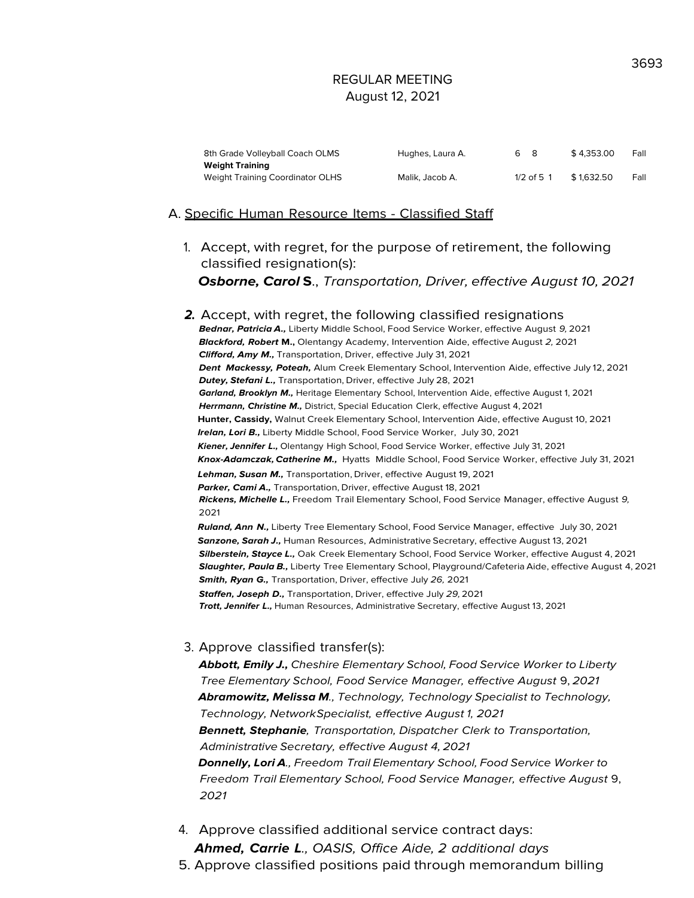REGULAR MEETING
August 12, 2021

| | | | | |
|---|---|---|---|---|
| 8th Grade Volleyball Coach OLMS | Hughes, Laura A. | 6 8 | $ 4,353.00 | Fall |
| **Weight Training** | | | | |
| Weight Training Coordinator OLHS | Malik, Jacob A. | 1/2 of 5 1 | $ 1,632.50 | Fall |

A. Specific Human Resource Items - Classified Staff

1. Accept, with regret, for the purpose of retirement, the following classified resignation(s):
   ***Osborne, Carol* S.**, *Transportation, Driver, effective August 10, 2021*

2. Accept, with regret, the following classified resignations
   ***Bednar, Patricia A.,*** Liberty Middle School, Food Service Worker, effective August *9,* 2021
   ***Blackford, Robert* M.,** Olentangy Academy, Intervention Aide, effective August *2,* 2021
   ***Clifford, Amy M.,*** Transportation, Driver, effective July 31, 2021
   ***Dent Mackessy, Poteah,*** Alum Creek Elementary School, Intervention Aide, effective July 12, 2021
   ***Dutey, Stefani L.,*** Transportation, Driver, effective July 28, 2021
   ***Garland, Brooklyn M.,*** Heritage Elementary School, Intervention Aide, effective August 1, 2021
   ***Herrmann, Christine M.,*** District, Special Education Clerk, effective August 4, 2021
   **Hunter, Cassidy,** Walnut Creek Elementary School, Intervention Aide, effective August 10, 2021
   ***Irelan, Lori B.,*** Liberty Middle School, Food Service Worker, July 30, 2021
   ***Kiener, Jennifer L.,*** Olentangy High School, Food Service Worker, effective July 31, 2021
   ***Knox-Adamczak, Catherine M.,*** Hyatts Middle School, Food Service Worker, effective July 31, 2021
   ***Lehman, Susan M.,*** Transportation, Driver, effective August 19, 2021
   ***Parker, Cami A.,*** Transportation, Driver, effective August 18, 2021
   ***Rickens, Michelle L.,*** Freedom Trail Elementary School, Food Service Manager, effective August *9,* 2021
   ***Ruland, Ann N.,*** Liberty Tree Elementary School, Food Service Manager, effective July 30, 2021
   ***Sanzone, Sarah J.,*** Human Resources, Administrative Secretary, effective August 13, 2021
   ***Silberstein, Stayce L.,*** Oak Creek Elementary School, Food Service Worker, effective August 4, 2021
   ***Slaughter, Paula B.,*** Liberty Tree Elementary School, Playground/Cafeteria Aide, effective August 4, 2021
   ***Smith, Ryan G.,*** Transportation, Driver, effective July *26,* 2021
   ***Staffen, Joseph D.,*** Transportation, Driver, effective July *29,* 2021
   ***Trott, Jennifer L.,*** Human Resources, Administrative Secretary, effective August 13, 2021

3. Approve classified transfer(s):
   ***Abbott, Emily J.,*** *Cheshire Elementary School, Food Service Worker to Liberty Tree Elementary School, Food Service Manager, effective August* 9, *2021*
   ***Abramowitz, Melissa M***.*, Technology, Technology Specialist to Technology, Technology, NetworkSpecialist, effective August 1, 2021*
   ***Bennett, Stephanie**, Transportation, Dispatcher Clerk to Transportation, Administrative Secretary, effective August 4, 2021*
   ***Donnelly, Lori A***.*, Freedom Trail Elementary School, Food Service Worker to Freedom Trail Elementary School, Food Service Manager, effective August* 9, *2021*

4. Approve classified additional service contract days:
   ***Ahmed, Carrie L***.*, OASIS, Office Aide, 2 additional days*

5. Approve classified positions paid through memorandum billing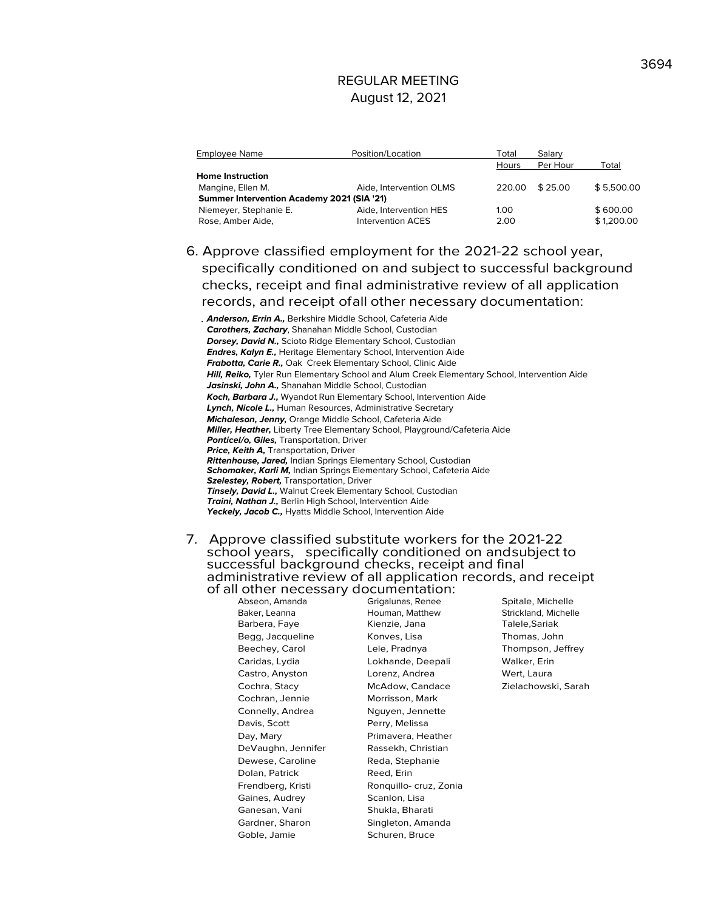REGULAR MEETING
August 12, 2021

| Employee Name | Position/Location | Total Hours | Salary Per Hour | Total |
|---|---|---|---|---|
| **Home Instruction** | | | | |
| Mangine, Ellen M. | Aide, Intervention OLMS | 220.00 | $ 25.00 | $ 5,500.00 |
| **Summer Intervention Academy 2021 (SIA '21)** | | | | |
| Niemeyer, Stephanie E. | Aide, Intervention HES | 1.00 | | $ 600.00 |
| Rose, Amber Aide, | Intervention ACES | 2.00 | | $ 1,200.00 |

6. Approve classified employment for the 2021-22 school year, specifically conditioned on and subject to successful background checks, receipt and final administrative review of all application records, and receipt ofall other necessary documentation:

. ***Anderson, Errin A.,*** Berkshire Middle School, Cafeteria Aide
***Carothers, Zachary***, Shanahan Middle School, Custodian
***Dorsey, David N.,*** Scioto Ridge Elementary School, Custodian
***Endres, Kalyn E.,*** Heritage Elementary School, Intervention Aide
***Frabotta, Carie R.,*** Oak Creek Elementary School, Clinic Aide
***Hill, Reiko,*** Tyler Run Elementary School and Alum Creek Elementary School, Intervention Aide
***Jasinski, John A.,*** Shanahan Middle School, Custodian
***Koch, Barbara J.,*** Wyandot Run Elementary School, Intervention Aide
***Lynch, Nicole L.,*** Human Resources, Administrative Secretary
***Michaleson, Jenny,*** Orange Middle School, Cafeteria Aide
***Miller, Heather,*** Liberty Tree Elementary School, Playground/Cafeteria Aide
***Ponticel/o, Giles,*** Transportation, Driver
***Price, Keith A,*** Transportation, Driver
***Rittenhouse, Jared,*** Indian Springs Elementary School, Custodian
***Schomaker, Karli M,*** Indian Springs Elementary School, Cafeteria Aide
***Szelestey, Robert,*** Transportation, Driver
***Tinsely, David L.,*** Walnut Creek Elementary School, Custodian
***Traini, Nathan J.,*** Berlin High School, Intervention Aide
***Yeckely, Jacob C.,*** Hyatts Middle School, Intervention Aide

7. Approve classified substitute workers for the 2021-22 school years, specifically conditioned on andsubject to successful background checks, receipt and final administrative review of all application records, and receipt of all other necessary documentation:

Abseon, Amanda
Baker, Leanna
Barbera, Faye
Begg, Jacqueline
Beechey, Carol
Caridas, Lydia
Castro, Anyston
Cochra, Stacy
Cochran, Jennie
Connelly, Andrea
Davis, Scott
Day, Mary
DeVaughn, Jennifer
Dewese, Caroline
Dolan, Patrick
Frendberg, Kristi
Gaines, Audrey
Ganesan, Vani
Gardner, Sharon
Goble, Jamie
Grigalunas, Renee
Houman, Matthew
Kienzie, Jana
Konves, Lisa
Lele, Pradnya
Lokhande, Deepali
Lorenz, Andrea
McAdow, Candace
Morrisson, Mark
Nguyen, Jennette
Perry, Melissa
Primavera, Heather
Rassekh, Christian
Reda, Stephanie
Reed, Erin
Ronquillo- cruz, Zonia
Scanlon, Lisa
Shukla, Bharati
Singleton, Amanda
Schuren, Bruce
Spitale, Michelle
Strickland, Michelle
Talele,Sariak
Thomas, John
Thompson, Jeffrey
Walker, Erin
Wert, Laura
Zielachowski, Sarah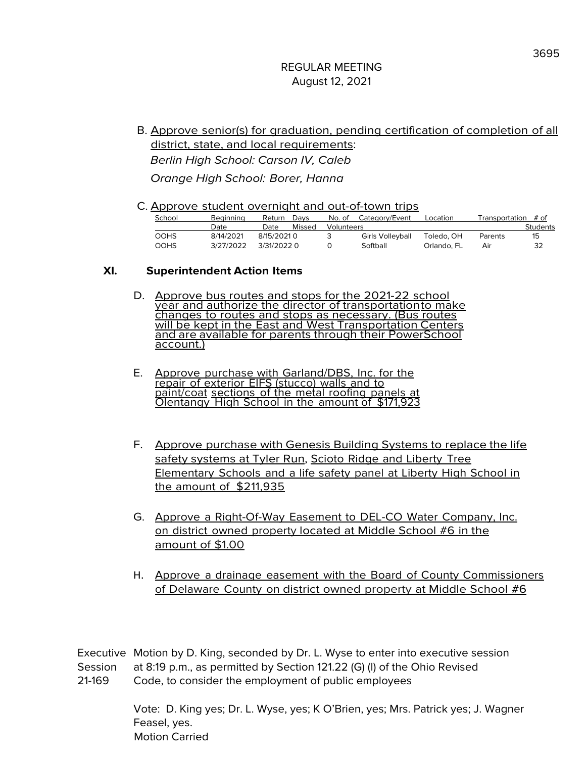REGULAR MEETING
August 12, 2021

B. Approve senior(s) for graduation, pending certification of completion of all district, state, and local requirements:

*Berlin High School: Carson IV, Caleb*

*Orange High School: Borer, Hanna*

C. Approve student overnight and out-of-town trips

| School | Beginning Date | Return Date | Days Missed | No. of Volunteers | Category/Event | Location | Transportation | # of Students |
|---|---|---|---|---|---|---|---|---|
| OOHS | 8/14/2021 | 8/15/2021 | 0 | 3 | Girls Volleyball | Toledo, OH | Parents | 15 |
| OOHS | 3/27/2022 | 3/31/2022 | 0 | 0 | Softball | Orlando, FL | Air | 32 |

## XI. Superintendent Action Items

D. Approve bus routes and stops for the 2021-22 school year and authorize the director of transportation to make changes to routes and stops as necessary. (Bus routes will be kept in the East and West Transportation Centers and are available for parents through their PowerSchool account.)

E. Approve purchase with Garland/DBS, Inc. for the repair of exterior EIFS (stucco) walls and to paint/coat sections of the metal roofing panels at Olentangy High School in the amount of $171,923

F. Approve purchase with Genesis Building Systems to replace the life safety systems at Tyler Run, Scioto Ridge and Liberty Tree Elementary Schools and a life safety panel at Liberty High School in the amount of $211,935

G. Approve a Right-Of-Way Easement to DEL-CO Water Company, Inc. on district owned property located at Middle School #6 in the amount of $1.00

H. Approve a drainage easement with the Board of County Commissioners of Delaware County on district owned property at Middle School #6

Executive Session 21-169

Motion by D. King, seconded by Dr. L. Wyse to enter into executive session at 8:19 p.m., as permitted by Section 121.22 (G) (l) of the Ohio Revised Code, to consider the employment of public employees

Vote: D. King yes; Dr. L. Wyse, yes; K O'Brien, yes; Mrs. Patrick yes; J. Wagner Feasel, yes.

Motion Carried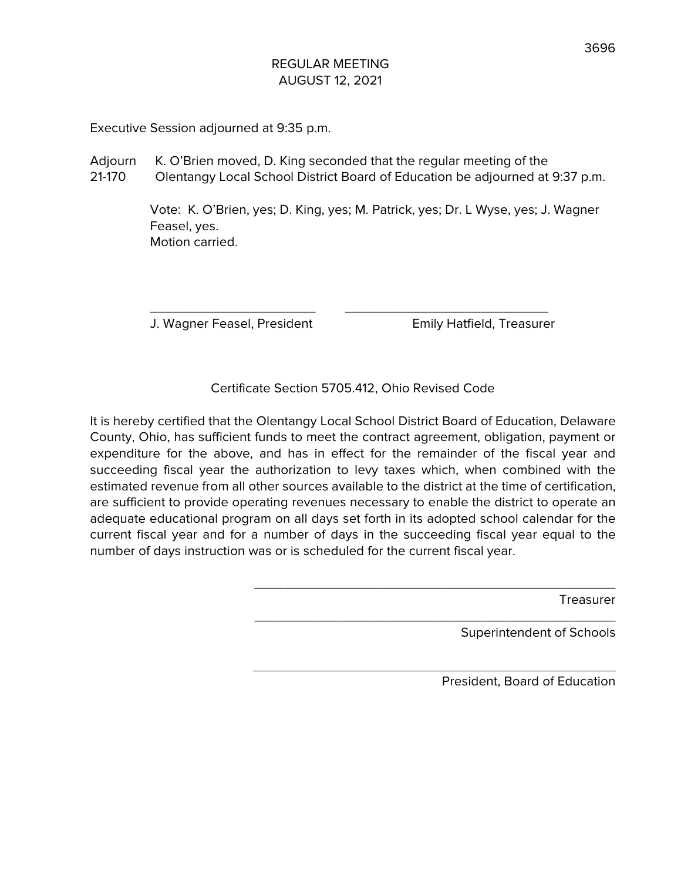REGULAR MEETING
AUGUST 12, 2021

Executive Session adjourned at 9:35 p.m.

Adjourn 21-170 K. O'Brien moved, D. King seconded that the regular meeting of the Olentangy Local School District Board of Education be adjourned at 9:37 p.m.

Vote: K. O'Brien, yes; D. King, yes; M. Patrick, yes; Dr. L Wyse, yes; J. Wagner Feasel, yes.
Motion carried.

\_\_\_\_\_\_\_\_\_\_\_\_\_\_\_\_\_\_\_\_\_\_\_\_\_ \_\_\_\_\_\_\_\_\_\_\_\_\_\_\_\_\_\_\_\_\_\_\_\_\_\_\_\_\_\_
J. Wagner Feasel, President Emily Hatfield, Treasurer

## Certificate Section 5705.412, Ohio Revised Code

It is hereby certified that the Olentangy Local School District Board of Education, Delaware County, Ohio, has sufficient funds to meet the contract agreement, obligation, payment or expenditure for the above, and has in effect for the remainder of the fiscal year and succeeding fiscal year the authorization to levy taxes which, when combined with the estimated revenue from all other sources available to the district at the time of certification, are sufficient to provide operating revenues necessary to enable the district to operate an adequate educational program on all days set forth in its adopted school calendar for the current fiscal year and for a number of days in the succeeding fiscal year equal to the number of days instruction was or is scheduled for the current fiscal year.

\_\_\_\_\_\_\_\_\_\_\_\_\_\_\_\_\_\_\_\_\_\_\_\_\_\_\_\_\_\_\_\_\_\_\_\_\_\_\_\_\_\_\_\_
Treasurer

\_\_\_\_\_\_\_\_\_\_\_\_\_\_\_\_\_\_\_\_\_\_\_\_\_\_\_\_\_\_\_\_\_\_\_\_\_\_\_\_\_\_\_\_
Superintendent of Schools

\_\_\_\_\_\_\_\_\_\_\_\_\_\_\_\_\_\_\_\_\_\_\_\_\_\_\_\_\_\_\_\_\_\_\_\_\_\_\_\_\_\_\_\_
President, Board of Education